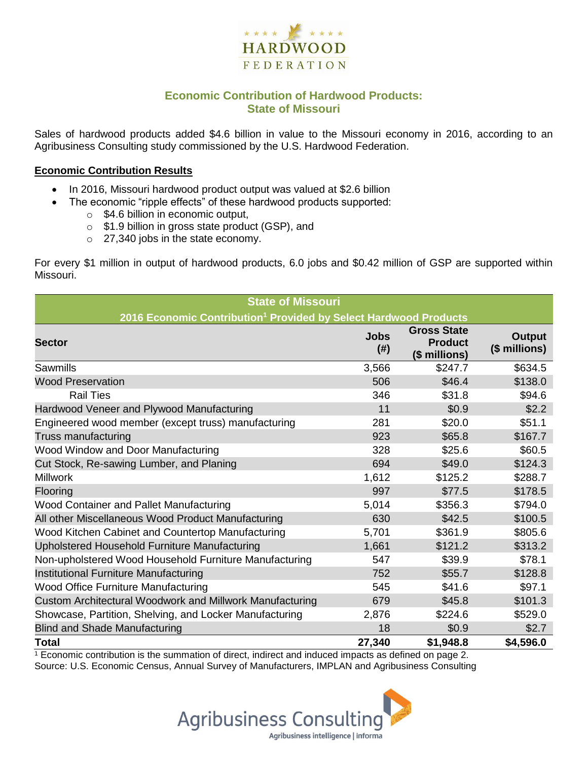HARDWOOD FEDERATION

## Economic Contribution of Hardwood Products: State of Missouri

Sales of hardwood products added $4.6 billion in value to the Missouri economy in 2016, according to an Agribusiness Consulting study commissioned by the U.S. Hardwood Federation.

### Economic Contribution Results

- In 2016, Missouri hardwood product output was valued at $2.6 billion
- The economic "ripple effects" of these hardwood products supported:
  - $4.6 billion in economic output,
  - $1.9 billion in gross state product (GSP), and
  - 27,340 jobs in the state economy.

For every $1 million in output of hardwood products, 6.0 jobs and $0.42 million of GSP are supported within Missouri.

**State of Missouri**
**2016 Economic Contribution[1] Provided by Select Hardwood Products**

| Sector | Jobs (#) | Gross State Product ($ millions) | Output ($ millions) |
|---|---|---|---|
| Sawmills | 3,566 | $247.7 | $634.5 |
| Wood Preservation | 506 | $46.4 | $138.0 |
| Rail Ties | 346 | $31.8 | $94.6 |
| Hardwood Veneer and Plywood Manufacturing | 11 | $0.9 | $2.2 |
| Engineered wood member (except truss) manufacturing | 281 | $20.0 | $51.1 |
| Truss manufacturing | 923 | $65.8 | $167.7 |
| Wood Window and Door Manufacturing | 328 | $25.6 | $60.5 |
| Cut Stock, Re-sawing Lumber, and Planing | 694 | $49.0 | $124.3 |
| Millwork | 1,612 | $125.2 | $288.7 |
| Flooring | 997 | $77.5 | $178.5 |
| Wood Container and Pallet Manufacturing | 5,014 | $356.3 | $794.0 |
| All other Miscellaneous Wood Product Manufacturing | 630 | $42.5 | $100.5 |
| Wood Kitchen Cabinet and Countertop Manufacturing | 5,701 | $361.9 | $805.6 |
| Upholstered Household Furniture Manufacturing | 1,661 | $121.2 | $313.2 |
| Non-upholstered Wood Household Furniture Manufacturing | 547 | $39.9 | $78.1 |
| Institutional Furniture Manufacturing | 752 | $55.7 | $128.8 |
| Wood Office Furniture Manufacturing | 545 | $41.6 | $97.1 |
| Custom Architectural Woodwork and Millwork Manufacturing | 679 | $45.8 | $101.3 |
| Showcase, Partition, Shelving, and Locker Manufacturing | 2,876 | $224.6 | $529.0 |
| Blind and Shade Manufacturing | 18 | $0.9 | $2.7 |
| **Total** | **27,340** | **$1,948.8** | **$4,596.0** |

[1] Economic contribution is the summation of direct, indirect and induced impacts as defined on page 2.
Source: U.S. Economic Census, Annual Survey of Manufacturers, IMPLAN and Agribusiness Consulting

Agribusiness Consulting
Agribusiness intelligence | informa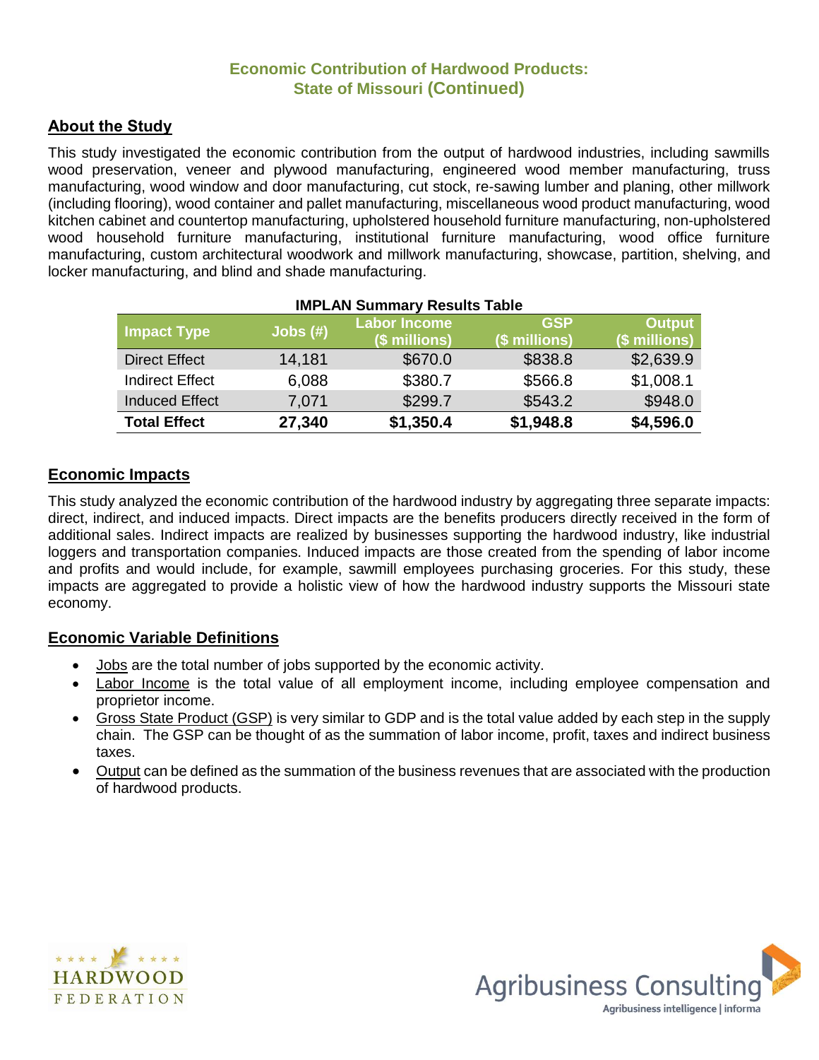## Economic Contribution of Hardwood Products: State of Missouri (Continued)

### About the Study

This study investigated the economic contribution from the output of hardwood industries, including sawmills wood preservation, veneer and plywood manufacturing, engineered wood member manufacturing, truss manufacturing, wood window and door manufacturing, cut stock, re-sawing lumber and planing, other millwork (including flooring), wood container and pallet manufacturing, miscellaneous wood product manufacturing, wood kitchen cabinet and countertop manufacturing, upholstered household furniture manufacturing, non-upholstered wood household furniture manufacturing, institutional furniture manufacturing, wood office furniture manufacturing, custom architectural woodwork and millwork manufacturing, showcase, partition, shelving, and locker manufacturing, and blind and shade manufacturing.

**IMPLAN Summary Results Table**

| Impact Type | Jobs (#) | Labor Income ($ millions) | GSP ($ millions) | Output ($ millions) |
|---|---|---|---|---|
| Direct Effect | 14,181 | $670.0 | $838.8 | $2,639.9 |
| Indirect Effect | 6,088 | $380.7 | $566.8 | $1,008.1 |
| Induced Effect | 7,071 | $299.7 | $543.2 | $948.0 |
| **Total Effect** | **27,340** | **$1,350.4** | **$1,948.8** | **$4,596.0** |

### Economic Impacts

This study analyzed the economic contribution of the hardwood industry by aggregating three separate impacts: direct, indirect, and induced impacts. Direct impacts are the benefits producers directly received in the form of additional sales. Indirect impacts are realized by businesses supporting the hardwood industry, like industrial loggers and transportation companies. Induced impacts are those created from the spending of labor income and profits and would include, for example, sawmill employees purchasing groceries. For this study, these impacts are aggregated to provide a holistic view of how the hardwood industry supports the Missouri state economy.

### Economic Variable Definitions

- Jobs are the total number of jobs supported by the economic activity.
- Labor Income is the total value of all employment income, including employee compensation and proprietor income.
- Gross State Product (GSP) is very similar to GDP and is the total value added by each step in the supply chain. The GSP can be thought of as the summation of labor income, profit, taxes and indirect business taxes.
- Output can be defined as the summation of the business revenues that are associated with the production of hardwood products.

HARDWOOD FEDERATION

Agribusiness Consulting
Agribusiness intelligence | informa